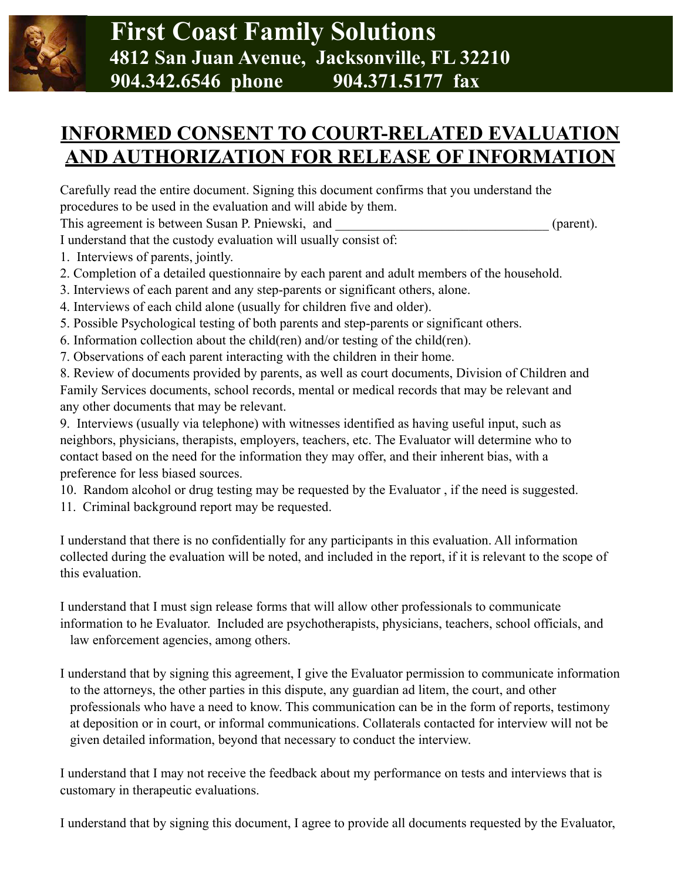# First Coast Family Solutions

**4812 San Juan Avenue, Jacksonville, FL 32210**
**904.342.6546 phone 904.371.5177 fax**

## INFORMED CONSENT TO COURT-RELATED EVALUATION AND AUTHORIZATION FOR RELEASE OF INFORMATION

Carefully read the entire document. Signing this document confirms that you understand the procedures to be used in the evaluation and will abide by them.

This agreement is between Susan P. Pniewski, and ________________________________ (parent).

I understand that the custody evaluation will usually consist of:

1. Interviews of parents, jointly.
2. Completion of a detailed questionnaire by each parent and adult members of the household.
3. Interviews of each parent and any step-parents or significant others, alone.
4. Interviews of each child alone (usually for children five and older).
5. Possible Psychological testing of both parents and step-parents or significant others.
6. Information collection about the child(ren) and/or testing of the child(ren).
7. Observations of each parent interacting with the children in their home.
8. Review of documents provided by parents, as well as court documents, Division of Children and Family Services documents, school records, mental or medical records that may be relevant and any other documents that may be relevant.
9. Interviews (usually via telephone) with witnesses identified as having useful input, such as neighbors, physicians, therapists, employers, teachers, etc. The Evaluator will determine who to contact based on the need for the information they may offer, and their inherent bias, with a preference for less biased sources.
10. Random alcohol or drug testing may be requested by the Evaluator , if the need is suggested.
11. Criminal background report may be requested.

I understand that there is no confidentially for any participants in this evaluation. All information collected during the evaluation will be noted, and included in the report, if it is relevant to the scope of this evaluation.

I understand that I must sign release forms that will allow other professionals to communicate information to he Evaluator. Included are psychotherapists, physicians, teachers, school officials, and law enforcement agencies, among others.

I understand that by signing this agreement, I give the Evaluator permission to communicate information to the attorneys, the other parties in this dispute, any guardian ad litem, the court, and other professionals who have a need to know. This communication can be in the form of reports, testimony at deposition or in court, or informal communications. Collaterals contacted for interview will not be given detailed information, beyond that necessary to conduct the interview.

I understand that I may not receive the feedback about my performance on tests and interviews that is customary in therapeutic evaluations.

I understand that by signing this document, I agree to provide all documents requested by the Evaluator,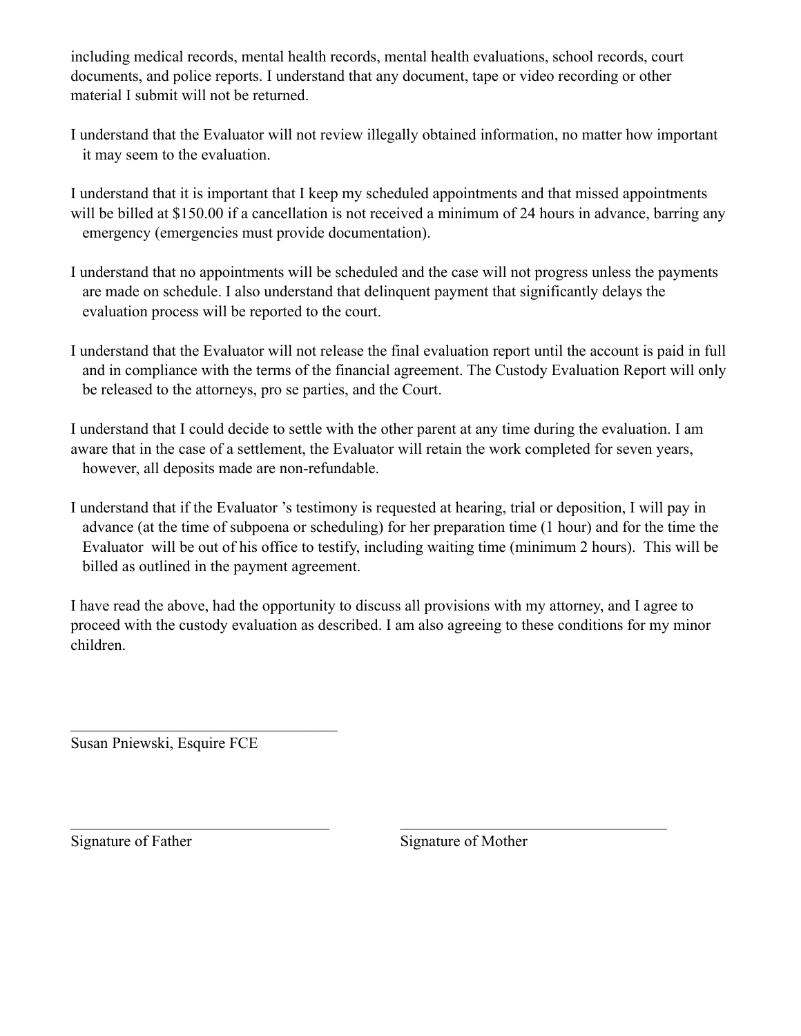including medical records, mental health records, mental health evaluations, school records, court documents, and police reports. I understand that any document, tape or video recording or other material I submit will not be returned.

I understand that the Evaluator will not review illegally obtained information, no matter how important it may seem to the evaluation.

I understand that it is important that I keep my scheduled appointments and that missed appointments will be billed at $150.00 if a cancellation is not received a minimum of 24 hours in advance, barring any emergency (emergencies must provide documentation).

I understand that no appointments will be scheduled and the case will not progress unless the payments are made on schedule. I also understand that delinquent payment that significantly delays the evaluation process will be reported to the court.

I understand that the Evaluator will not release the final evaluation report until the account is paid in full and in compliance with the terms of the financial agreement. The Custody Evaluation Report will only be released to the attorneys, pro se parties, and the Court.

I understand that I could decide to settle with the other parent at any time during the evaluation. I am aware that in the case of a settlement, the Evaluator will retain the work completed for seven years, however, all deposits made are non-refundable.

I understand that if the Evaluator 's testimony is requested at hearing, trial or deposition, I will pay in advance (at the time of subpoena or scheduling) for her preparation time (1 hour) and for the time the Evaluator will be out of his office to testify, including waiting time (minimum 2 hours). This will be billed as outlined in the payment agreement.

I have read the above, had the opportunity to discuss all provisions with my attorney, and I agree to proceed with the custody evaluation as described. I am also agreeing to these conditions for my minor children.

___________________________________

Susan Pniewski, Esquire FCE

_________________________________ _________________________________

Signature of Father Signature of Mother